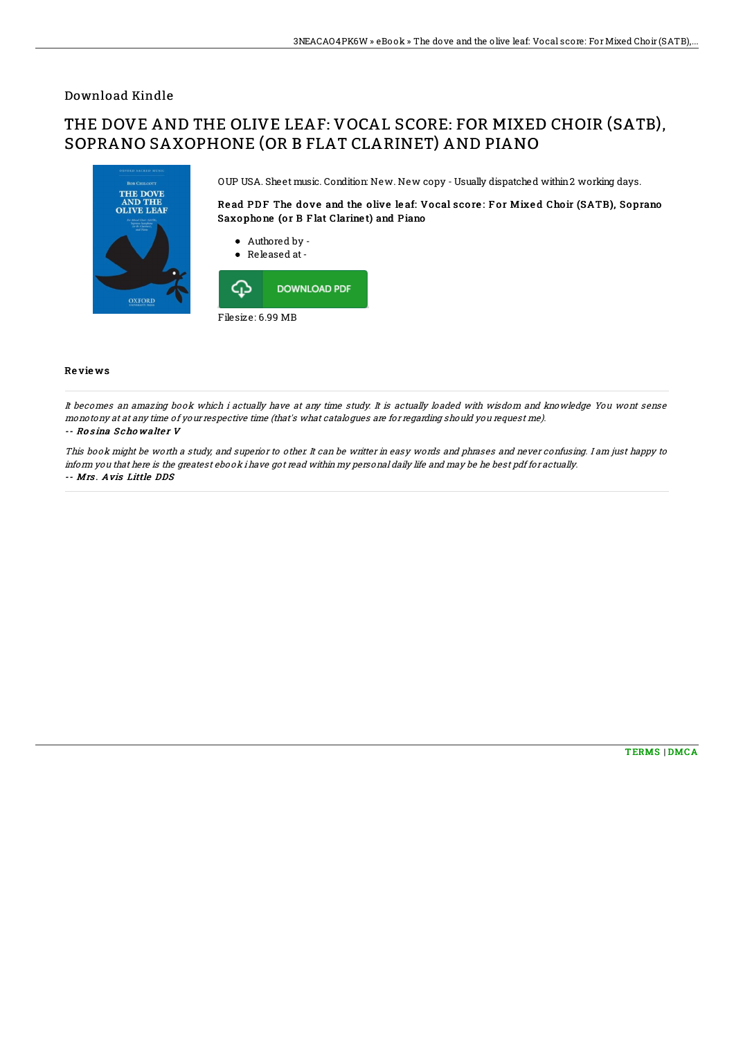Download Kindle

# THE DOVE AND THE OLIVE LEAF: VOCAL SCORE: FOR MIXED CHOIR (SATB), SOPRANO SAXOPHONE (OR B FLAT CLARINET) AND PIANO

OUP USA. Sheet music. Condition: New. New copy - Usually dispatched within 2 working days.

**Read PDF The dove and the olive leaf: Vocal score: For Mixed Choir (SATB), Soprano Saxophone (or B Flat Clarinet) and Piano**

- Authored by -
- Released at -

DOWNLOAD PDF

Filesize: 6.99 MB

## Reviews

*It becomes an amazing book which i actually have at any time study. It is actually loaded with wisdom and knowledge You wont sense monotony at at any time of your respective time (that's what catalogues are for regarding should you request me).*

*-- Rosina Schowalter V*

*This book might be worth a study, and superior to other. It can be writter in easy words and phrases and never confusing. I am just happy to inform you that here is the greatest ebook i have got read within my personal daily life and may be he best pdf for actually.*

*-- Mrs. Avis Little DDS*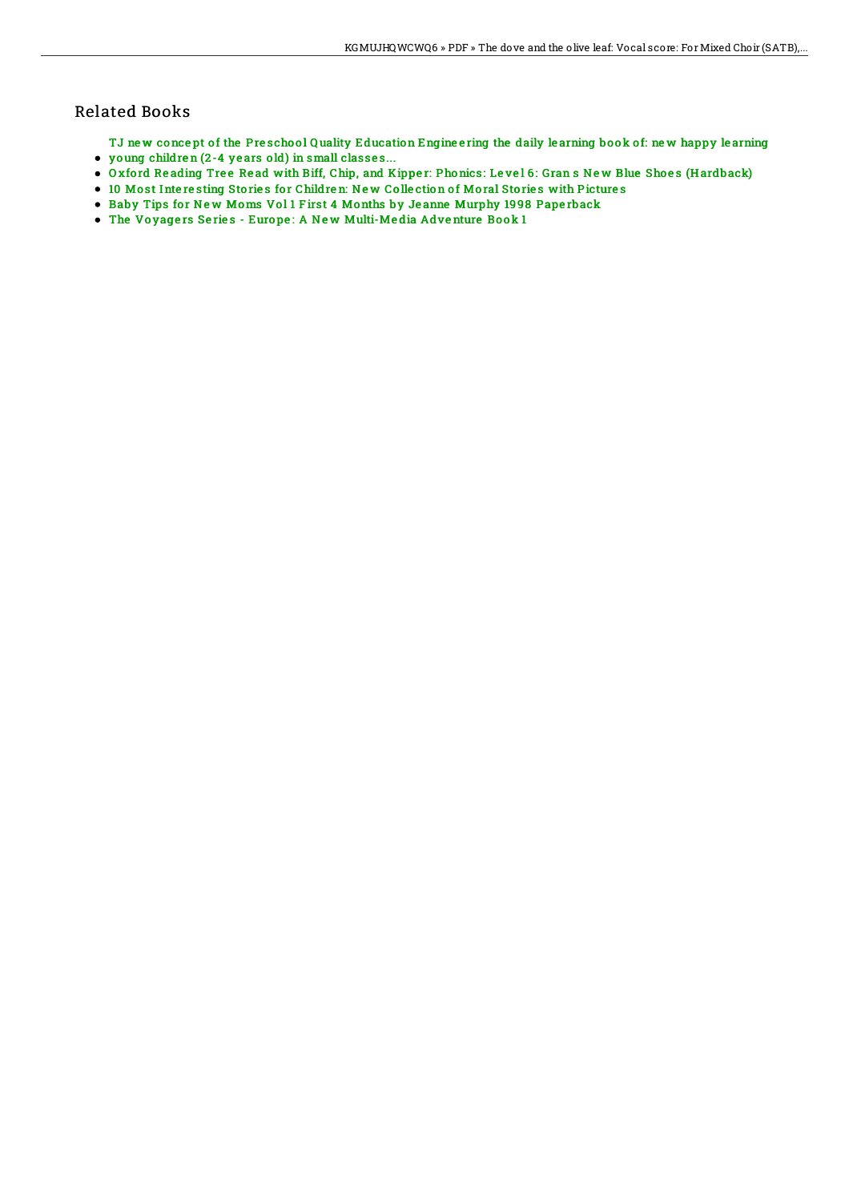## Related Books

- TJ new concept of the Preschool Quality Education Engineering the daily learning book of: new happy learning young children (2-4 years old) in small classes...
- Oxford Reading Tree Read with Biff, Chip, and Kipper: Phonics: Level 6: Gran s New Blue Shoes (Hardback)
- 10 Most Interesting Stories for Children: New Collection of Moral Stories with Pictures
- Baby Tips for New Moms Vol 1 First 4 Months by Jeanne Murphy 1998 Paperback
- The Voyagers Series - Europe: A New Multi-Media Adventure Book 1